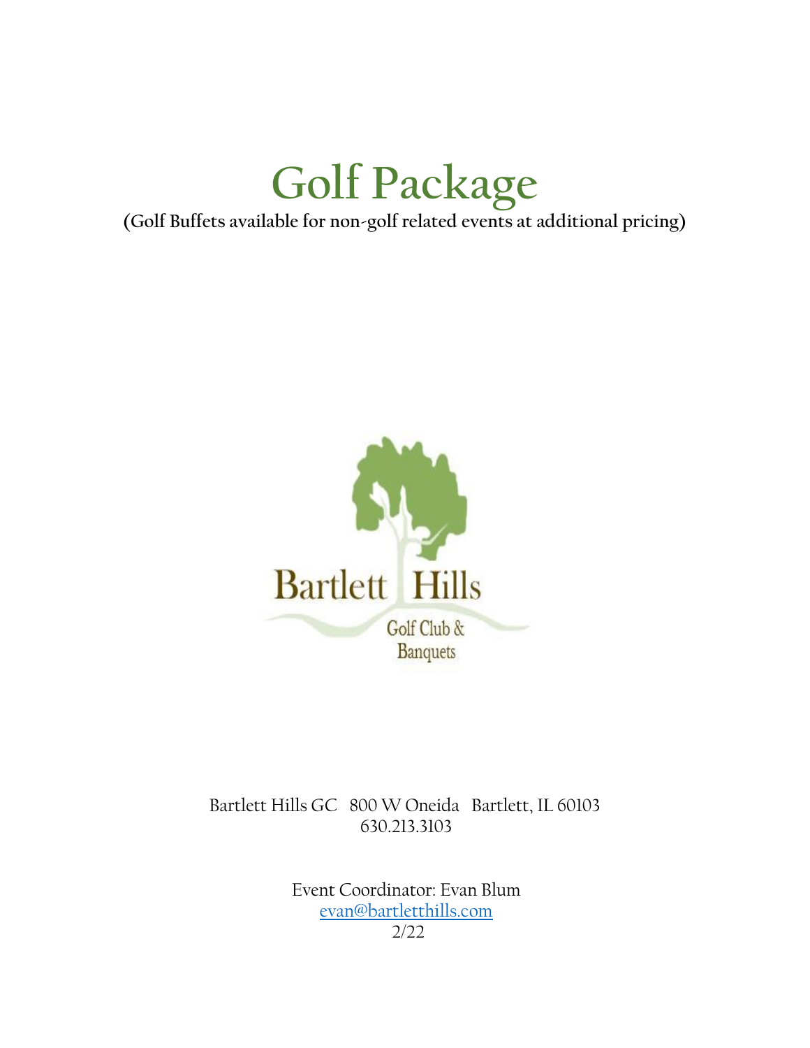# Golf Package

**(Golf Buffets available for non-golf related events at additional pricing)**

Bartlett Hills

Golf Club & Banquets

Bartlett Hills GC   800 W Oneida   Bartlett, IL 60103
630.213.3103

Event Coordinator: Evan Blum
evan@bartletthills.com
2/22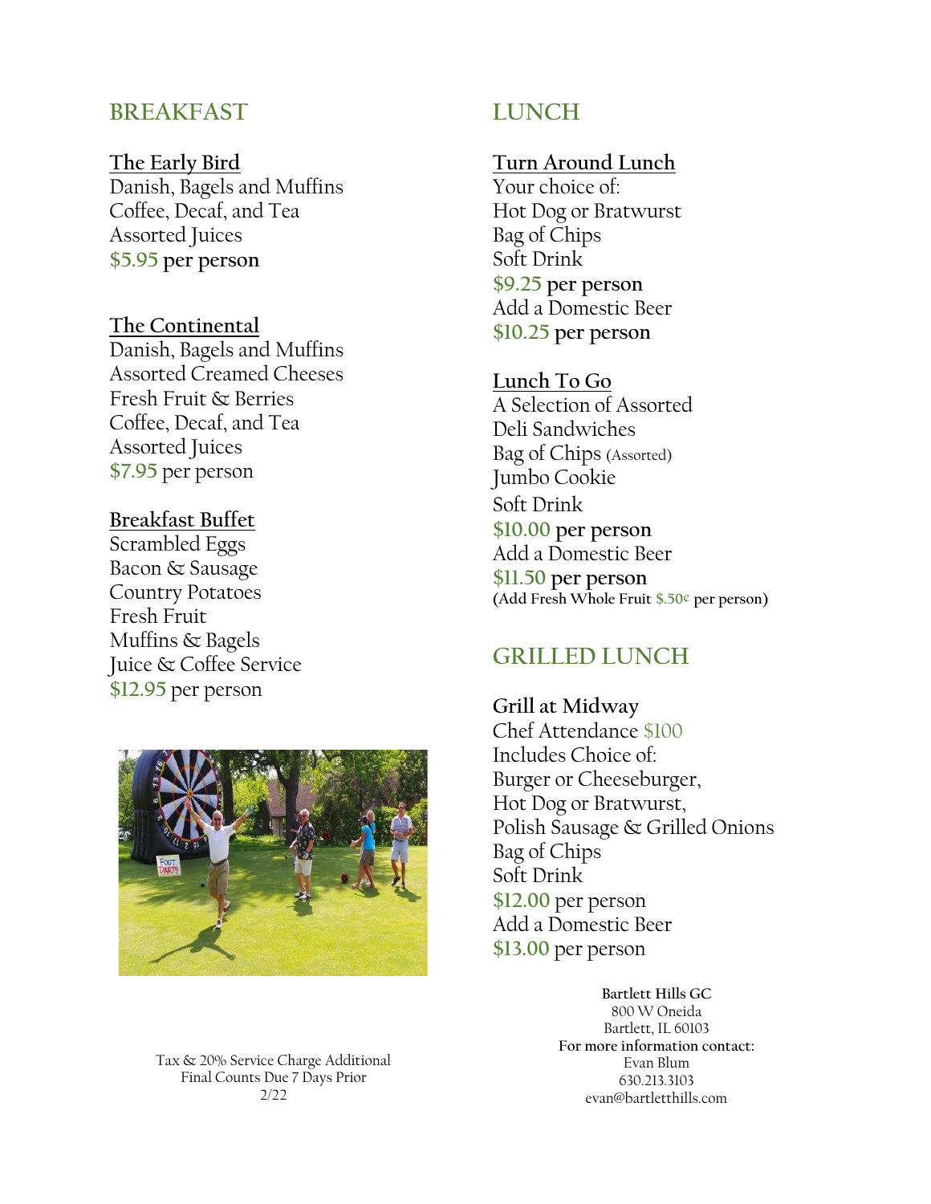## BREAKFAST

**The Early Bird**
Danish, Bagels and Muffins
Coffee, Decaf, and Tea
Assorted Juices
**$5.95 per person**

**The Continental**
Danish, Bagels and Muffins
Assorted Creamed Cheeses
Fresh Fruit & Berries
Coffee, Decaf, and Tea
Assorted Juices
$7.95 per person

**Breakfast Buffet**
Scrambled Eggs
Bacon & Sausage
Country Potatoes
Fresh Fruit
Muffins & Bagels
Juice & Coffee Service
$12.95 per person

Tax & 20% Service Charge Additional
Final Counts Due 7 Days Prior
2/22

## LUNCH

**Turn Around Lunch**
Your choice of:
Hot Dog or Bratwurst
Bag of Chips
Soft Drink
**$9.25 per person**
Add a Domestic Beer
**$10.25 per person**

**Lunch To Go**
A Selection of Assorted
Deli Sandwiches
Bag of Chips (Assorted)
Jumbo Cookie
Soft Drink
**$10.00 per person**
Add a Domestic Beer
**$11.50 per person**
**(Add Fresh Whole Fruit $.50¢ per person)**

## GRILLED LUNCH

**Grill at Midway**
Chef Attendance $100
Includes Choice of:
Burger or Cheeseburger,
Hot Dog or Bratwurst,
Polish Sausage & Grilled Onions
Bag of Chips
Soft Drink
$12.00 per person
Add a Domestic Beer
$13.00 per person

**Bartlett Hills GC**
800 W Oneida
Bartlett, IL 60103
**For more information contact:**
Evan Blum
630.213.3103
evan@bartletthills.com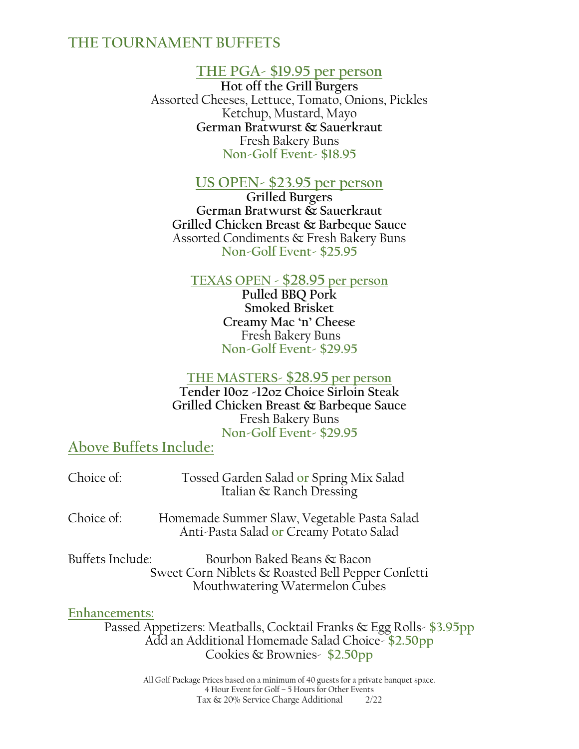## THE TOURNAMENT BUFFETS

### THE PGA- $19.95 per person

**Hot off the Grill Burgers**
Assorted Cheeses, Lettuce, Tomato, Onions, Pickles
Ketchup, Mustard, Mayo
**German Bratwurst & Sauerkraut**
Fresh Bakery Buns
**Non-Golf Event- $18.95**

### US OPEN- $23.95 per person

**Grilled Burgers**
**German Bratwurst & Sauerkraut**
**Grilled Chicken Breast & Barbeque Sauce**
Assorted Condiments & Fresh Bakery Buns
**Non-Golf Event- $25.95**

### TEXAS OPEN - $28.95 per person

**Pulled BBQ Pork**
**Smoked Brisket**
**Creamy Mac 'n' Cheese**
Fresh Bakery Buns
**Non-Golf Event- $29.95**

### THE MASTERS- $28.95 per person

**Tender 10oz -12oz Choice Sirloin Steak**
**Grilled Chicken Breast & Barbeque Sauce**
Fresh Bakery Buns
**Non-Golf Event- $29.95**

## Above Buffets Include:

Choice of: Tossed Garden Salad or Spring Mix Salad
Italian & Ranch Dressing

Choice of: Homemade Summer Slaw, Vegetable Pasta Salad
Anti-Pasta Salad or Creamy Potato Salad

Buffets Include: Bourbon Baked Beans & Bacon
Sweet Corn Niblets & Roasted Bell Pepper Confetti
Mouthwatering Watermelon Cubes

## Enhancements:

Passed Appetizers: Meatballs, Cocktail Franks & Egg Rolls- **$3.95pp**
Add an Additional Homemade Salad Choice- **$2.50pp**
Cookies & Brownies- **$2.50pp**

All Golf Package Prices based on a minimum of 40 guests for a private banquet space.
4 Hour Event for Golf – 5 Hours for Other Events
Tax & 20% Service Charge Additional 2/22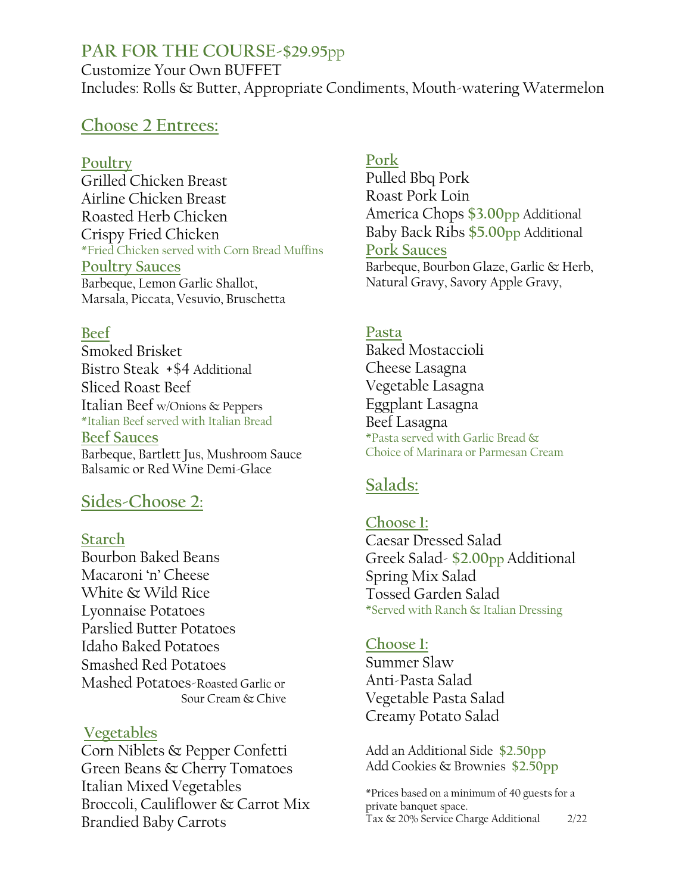# PAR FOR THE COURSE-$29.95pp

Customize Your Own BUFFET
Includes: Rolls & Butter, Appropriate Condiments, Mouth-watering Watermelon

## Choose 2 Entrees:

### Poultry

Grilled Chicken Breast
Airline Chicken Breast
Roasted Herb Chicken
Crispy Fried Chicken
*Fried Chicken served with Corn Bread Muffins

### Poultry Sauces

Barbeque, Lemon Garlic Shallot, Marsala, Piccata, Vesuvio, Bruschetta

### Beef

Smoked Brisket
Bistro Steak +$4 Additional
Sliced Roast Beef
Italian Beef w/Onions & Peppers
*Italian Beef served with Italian Bread

### Beef Sauces

Barbeque, Bartlett Jus, Mushroom Sauce
Balsamic or Red Wine Demi-Glace

### Pork

Pulled Bbq Pork
Roast Pork Loin
America Chops $3.00pp Additional
Baby Back Ribs $5.00pp Additional

### Pork Sauces

Barbeque, Bourbon Glaze, Garlic & Herb, Natural Gravy, Savory Apple Gravy,

### Pasta

Baked Mostaccioli
Cheese Lasagna
Vegetable Lasagna
Eggplant Lasagna
Beef Lasagna
*Pasta served with Garlic Bread & Choice of Marinara or Parmesan Cream

## Sides-Choose 2:

### Starch

Bourbon Baked Beans
Macaroni 'n' Cheese
White & Wild Rice
Lyonnaise Potatoes
Parslied Butter Potatoes
Idaho Baked Potatoes
Smashed Red Potatoes
Mashed Potatoes-Roasted Garlic or Sour Cream & Chive

### Vegetables

Corn Niblets & Pepper Confetti
Green Beans & Cherry Tomatoes
Italian Mixed Vegetables
Broccoli, Cauliflower & Carrot Mix
Brandied Baby Carrots

## Salads:

### Choose 1:

Caesar Dressed Salad
Greek Salad- $2.00pp Additional
Spring Mix Salad
Tossed Garden Salad
*Served with Ranch & Italian Dressing

### Choose 1:

Summer Slaw
Anti-Pasta Salad
Vegetable Pasta Salad
Creamy Potato Salad

Add an Additional Side $2.50pp
Add Cookies & Brownies $2.50pp

*Prices based on a minimum of 40 guests for a private banquet space.
Tax & 20% Service Charge Additional 2/22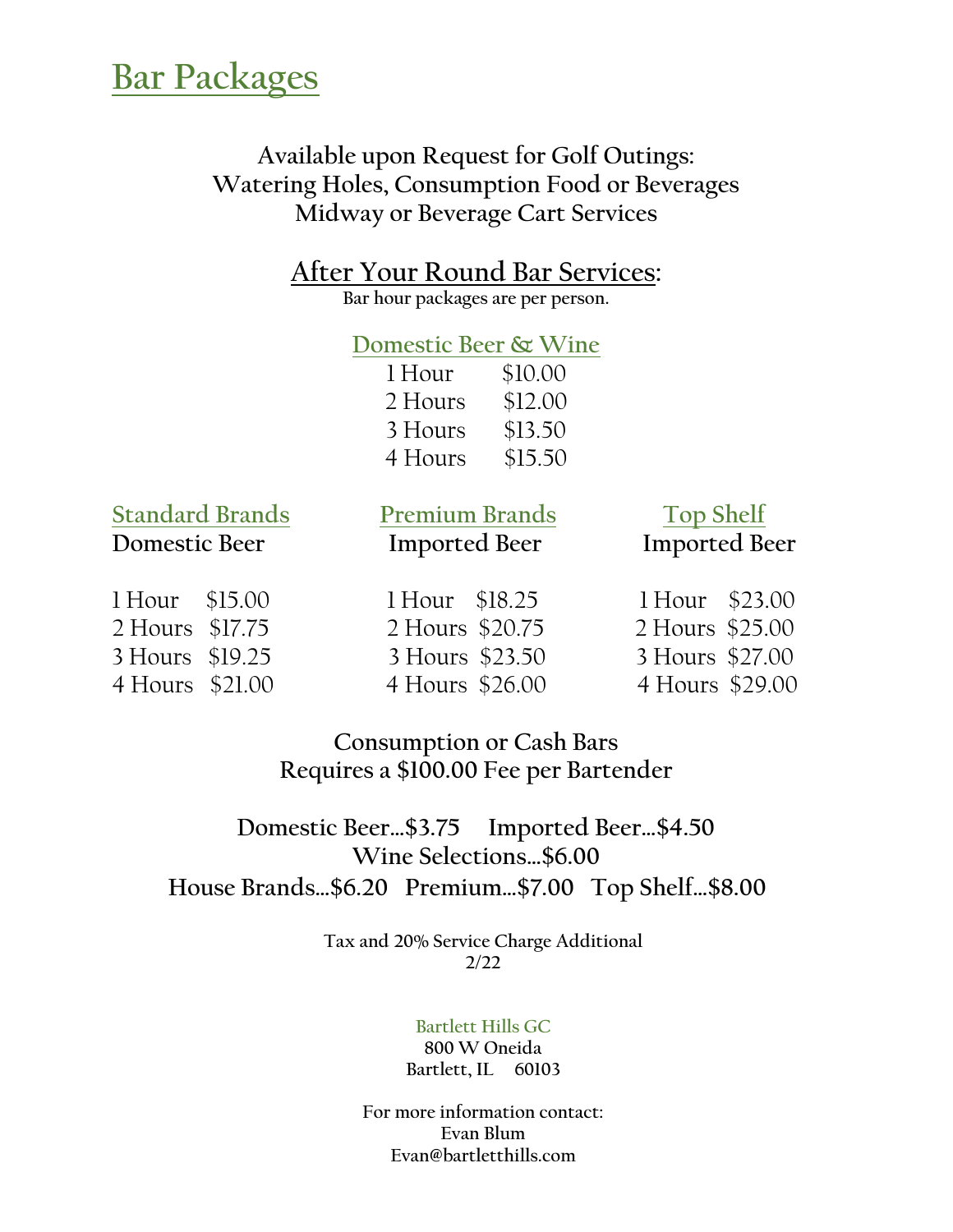# Bar Packages

**Available upon Request for Golf Outings:**
**Watering Holes, Consumption Food or Beverages**
**Midway or Beverage Cart Services**

## After Your Round Bar Services:

**Bar hour packages are per person.**

### Domestic Beer & Wine

| | |
|---|---|
| 1 Hour | $10.00 |
| 2 Hours | $12.00 |
| 3 Hours | $13.50 |
| 4 Hours | $15.50 |

| Standard Brands | | Premium Brands | | Top Shelf | |
|---|---|---|---|---|---|
| **Domestic Beer** | | **Imported Beer** | | **Imported Beer** | |
| 1 Hour | $15.00 | 1 Hour | $18.25 | 1 Hour | $23.00 |
| 2 Hours | $17.75 | 2 Hours | $20.75 | 2 Hours | $25.00 |
| 3 Hours | $19.25 | 3 Hours | $23.50 | 3 Hours | $27.00 |
| 4 Hours | $21.00 | 4 Hours | $26.00 | 4 Hours | $29.00 |

**Consumption or Cash Bars**
**Requires a $100.00 Fee per Bartender**

**Domestic Beer…$3.75 Imported Beer…$4.50**
**Wine Selections…$6.00**
**House Brands…$6.20 Premium…$7.00 Top Shelf…$8.00**

**Tax and 20% Service Charge Additional**
**2/22**

Bartlett Hills GC
**800 W Oneida**
**Bartlett, IL 60103**

**For more information contact:**
**Evan Blum**
**Evan@bartletthills.com**